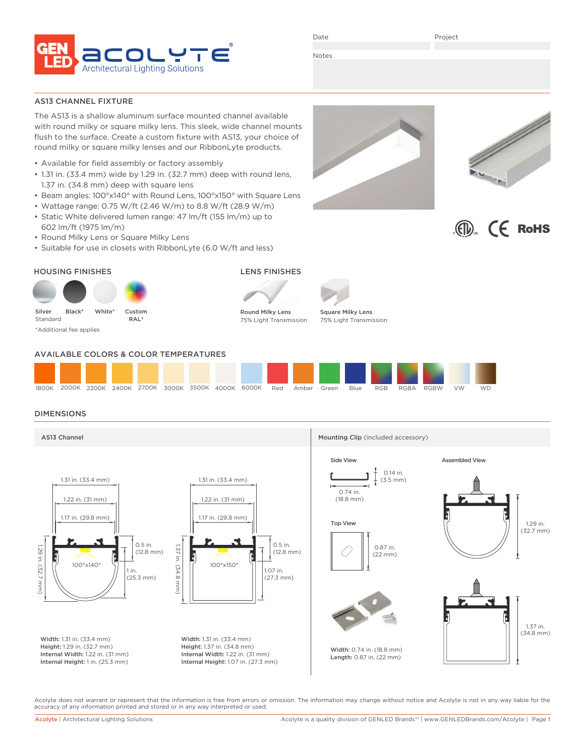GEN LED acolyte® Architectural Lighting Solutions

Date | Project

Notes

## AS13 CHANNEL FIXTURE

The AS13 is a shallow aluminum surface mounted channel available with round milky or square milky lens. This sleek, wide channel mounts flush to the surface. Create a custom fixture with AS13, your choice of round milky or square milky lenses and our RibbonLyte products.

- Available for field assembly or factory assembly
- 1.31 in. (33.4 mm) wide by 1.29 in. (32.7 mm) deep with round lens, 1.37 in. (34.8 mm) deep with square lens
- Beam angles: 100°x140° with Round Lens, 100°x150° with Square Lens
- Wattage range: 0.75 W/ft (2.46 W/m) to 8.8 W/ft (28.9 W/m)
- Static White delivered lumen range: 47 lm/ft (155 lm/m) up to 602 lm/ft (1975 lm/m)
- Round Milky Lens or Square Milky Lens
- Suitable for use in closets with RibbonLyte (6.0 W/ft and less)

ETL CE RoHS

## HOUSING FINISHES

- Silver Standard
- Black*
- White*
- Custom RAL*

*Additional fee applies

## LENS FINISHES

- Round Milky Lens 75% Light Transmission
- Square Milky Lens 75% Light Transmission

## AVAILABLE COLORS & COLOR TEMPERATURES

1800K, 2000K, 2200K, 2400K, 2700K, 3000K, 3500K, 4000K, 6000K, Red, Amber, Green, Blue, RGB, RGBA, RGBW, VW, WD

## DIMENSIONS

### AS13 Channel

Round lens: 1.31 in. (33.4 mm); 1.22 in. (31 mm); 1.17 in. (29.8 mm); 0.5 in. (12.8 mm); 1 in. (25.3 mm); 1.29 in. (32.7 mm); 100°x140°

**Width:** 1.31 in. (33.4 mm)
**Height:** 1.29 in. (32.7 mm)
**Internal Width:** 1.22 in. (31 mm)
**Internal Height:** 1 in. (25.3 mm)

Square lens: 1.31 in. (33.4 mm); 1.22 in. (31 mm); 1.17 in. (29.8 mm); 0.5 in. (12.8 mm); 1.07 in. (27.3 mm); 1.37 in. (34.8 mm); 100°x150°

**Width:** 1.31 in. (33.4 mm)
**Height:** 1.37 in. (34.8 mm)
**Internal Width:** 1.22 in. (31 mm)
**Internal Height:** 1.07 in. (27.3 mm)

### Mounting Clip (included accessory)

Side View: 0.14 in. (3.5 mm); 0.74 in. (18.8 mm)

Top View: 0.87 in. (22 mm)

Assembled View: 1.29 in. (32.7 mm); 1.37 in. (34.8 mm)

**Width:** 0.74 in. (18.8 mm)
**Length:** 0.87 in. (22 mm)

Acolyte does not warrant or represent that the information is free from errors or omission. The information may change without notice and Acolyte is not in any way liable for the accuracy of any information printed and stored or in any way interpreted or used.

Acolyte | Architectural Lighting Solutions — Acolyte is a quality division of GENLED Brands™ | www.GENLEDBrands.com/Acolyte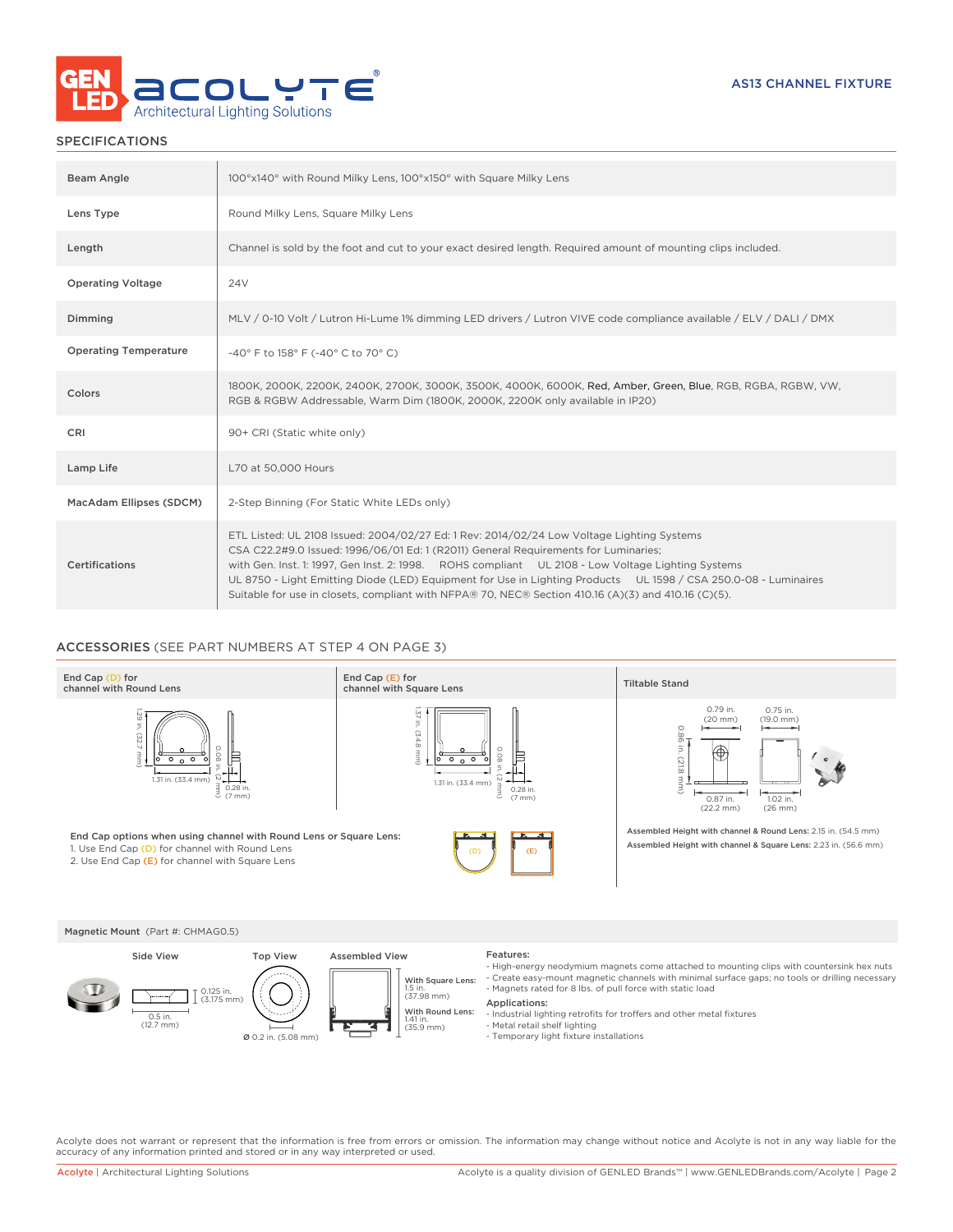AS13 CHANNEL FIXTURE

## SPECIFICATIONS

| | |
|---|---|
| Beam Angle | 100°x140° with Round Milky Lens, 100°x150° with Square Milky Lens |
| Lens Type | Round Milky Lens, Square Milky Lens |
| Length | Channel is sold by the foot and cut to your exact desired length. Required amount of mounting clips included. |
| Operating Voltage | 24V |
| Dimming | MLV / 0-10 Volt / Lutron Hi-Lume 1% dimming LED drivers / Lutron VIVE code compliance available / ELV / DALI / DMX |
| Operating Temperature | -40° F to 158° F (-40° C to 70° C) |
| Colors | 1800K, 2000K, 2200K, 2400K, 2700K, 3000K, 3500K, 4000K, 6000K, Red, Amber, Green, Blue, RGB, RGBA, RGBW, VW, RGB & RGBW Addressable, Warm Dim (1800K, 2000K, 2200K only available in IP20) |
| CRI | 90+ CRI (Static white only) |
| Lamp Life | L70 at 50,000 Hours |
| MacAdam Ellipses (SDCM) | 2-Step Binning (For Static White LEDs only) |
| Certifications | ETL Listed: UL 2108 Issued: 2004/02/27 Ed: 1 Rev: 2014/02/24 Low Voltage Lighting Systems CSA C22.2#9.0 Issued: 1996/06/01 Ed: 1 (R2011) General Requirements for Luminaries; with Gen. Inst. 1: 1997, Gen Inst. 2: 1998. ROHS compliant UL 2108 - Low Voltage Lighting Systems UL 8750 - Light Emitting Diode (LED) Equipment for Use in Lighting Products UL 1598 / CSA 250.0-08 - Luminaires Suitable for use in closets, compliant with NFPA® 70, NEC® Section 410.16 (A)(3) and 410.16 (C)(5). |

## ACCESSORIES (SEE PART NUMBERS AT STEP 4 ON PAGE 3)

**End Cap (D) for channel with Round Lens**

1.29 in. (32.7 mm) | 1.31 in. (33.4 mm) | 0.08 in. (2 mm) | 0.28 in. (7 mm)

**End Cap (E) for channel with Square Lens**

1.37 in. (34.8 mm) | 1.31 in. (33.4 mm) | 0.08 in. (2 mm) | 0.28 in. (7 mm)

**Tiltable Stand**

0.79 in. (20 mm) | 0.75 in. (19.0 mm) | 0.86 in. (21.8 mm) | 0.87 in. (22.2 mm) | 1.02 in. (26 mm)

**Assembled Height with channel & Round Lens:** 2.15 in. (54.5 mm)
**Assembled Height with channel & Square Lens:** 2.23 in. (56.6 mm)

**End Cap options when using channel with Round Lens or Square Lens:**

1. Use End Cap (D) for channel with Round Lens
2. Use End Cap (E) for channel with Square Lens

**Magnetic Mount** (Part #: CHMAG0.5)

Side View: 0.125 in. (3.175 mm) | 0.5 in. (12.7 mm)

Top View: Ø 0.2 in. (5.08 mm)

Assembled View:
With Square Lens: 1.5 in. (37.98 mm)
With Round Lens: 1.41 in. (35.9 mm)

**Features:**
- High-energy neodymium magnets come attached to mounting clips with countersink hex nuts
- Create easy-mount magnetic channels with minimal surface gaps; no tools or drilling necessary
- Magnets rated for 8 lbs. of pull force with static load

**Applications:**
- Industrial lighting retrofits for troffers and other metal fixtures
- Metal retail shelf lighting
- Temporary light fixture installations

Acolyte does not warrant or represent that the information is free from errors or omission. The information may change without notice and Acolyte is not in any way liable for the accuracy of any information printed and stored or in any way interpreted or used.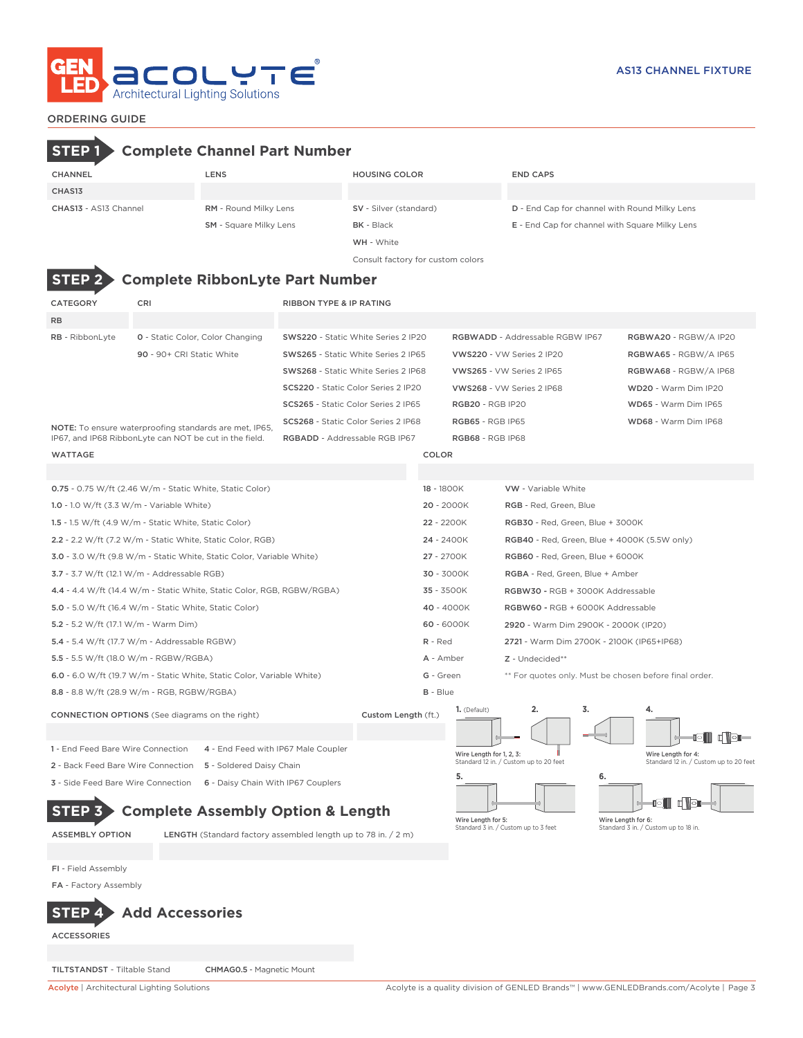# AS13 CHANNEL FIXTURE

## ORDERING GUIDE

## STEP 1 Complete Channel Part Number

| CHANNEL | LENS | HOUSING COLOR | END CAPS |
|---|---|---|---|
| CHAS13 | | | |
| **CHAS13** - AS13 Channel | **RM** - Round Milky Lens | **SV** - Silver (standard) | **D** - End Cap for channel with Round Milky Lens |
| | **SM** - Square Milky Lens | **BK** - Black | **E** - End Cap for channel with Square Milky Lens |
| | | **WH** - White | |
| | | Consult factory for custom colors | |

## STEP 2 Complete RibbonLyte Part Number

| CATEGORY | CRI | RIBBON TYPE & IP RATING | | |
|---|---|---|---|---|
| RB | | | | |
| **RB** - RibbonLyte | **0** - Static Color, Color Changing | **SWS220** - Static White Series 2 IP20 | **RGBWADD** - Addressable RGBW IP67 | **RGBWA20** - RGBW/A IP20 |
| | **90** - 90+ CRI Static White | **SWS265** - Static White Series 2 IP65 | **VWS220** - VW Series 2 IP20 | **RGBWA65** - RGBW/A IP65 |
| | | **SWS268** - Static White Series 2 IP68 | **VWS265** - VW Series 2 IP65 | **RGBWA68** - RGBW/A IP68 |
| | | **SCS220** - Static Color Series 2 IP20 | **VWS268** - VW Series 2 IP68 | **WD20** - Warm Dim IP20 |
| | | **SCS265** - Static Color Series 2 IP65 | **RGB20** - RGB IP20 | **WD65** - Warm Dim IP65 |
| | | **SCS268** - Static Color Series 2 IP68 | **RGB65** - RGB IP65 | **WD68** - Warm Dim IP68 |
| | | **RGBADD** - Addressable RGB IP67 | **RGB68** - RGB IP68 | |

**NOTE:** To ensure waterproofing standards are met, IP65, IP67, and IP68 RibbonLyte can NOT be cut in the field.

| WATTAGE |
|---|
| **0.75** - 0.75 W/ft (2.46 W/m - Static White, Static Color) |
| **1.0** - 1.0 W/ft (3.3 W/m - Variable White) |
| **1.5** - 1.5 W/ft (4.9 W/m - Static White, Static Color) |
| **2.2** - 2.2 W/ft (7.2 W/m - Static White, Static Color, RGB) |
| **3.0** - 3.0 W/ft (9.8 W/m - Static White, Static Color, Variable White) |
| **3.7** - 3.7 W/ft (12.1 W/m - Addressable RGB) |
| **4.4** - 4.4 W/ft (14.4 W/m - Static White, Static Color, RGB, RGBW/RGBA) |
| **5.0** - 5.0 W/ft (16.4 W/m - Static White, Static Color) |
| **5.2** - 5.2 W/ft (17.1 W/m - Warm Dim) |
| **5.4** - 5.4 W/ft (17.7 W/m - Addressable RGBW) |
| **5.5** - 5.5 W/ft (18.0 W/m - RGBW/RGBA) |
| **6.0** - 6.0 W/ft (19.7 W/m - Static White, Static Color, Variable White) |
| **8.8** - 8.8 W/ft (28.9 W/m - RGB, RGBW/RGBA) |

| COLOR | |
|---|---|
| **18** - 1800K | **VW** - Variable White |
| **20** - 2000K | **RGB** - Red, Green, Blue |
| **22** - 2200K | **RGB30** - Red, Green, Blue + 3000K |
| **24** - 2400K | **RGB40** - Red, Green, Blue + 4000K (5.5W only) |
| **27** - 2700K | **RGB60** - Red, Green, Blue + 6000K |
| **30** - 3000K | **RGBA** - Red, Green, Blue + Amber |
| **35** - 3500K | **RGBW30** - RGB + 3000K Addressable |
| **40** - 4000K | **RGBW60** - RGB + 6000K Addressable |
| **60** - 6000K | **2920** - Warm Dim 2900K - 2000K (IP20) |
| **R** - Red | **2721** - Warm Dim 2700K - 2100K (IP65+IP68) |
| **A** - Amber | **Z** - Undecided** |
| **G** - Green | ** For quotes only. Must be chosen before final order. |
| **B** - Blue | |

| CONNECTION OPTIONS (See diagrams on the right) | | Custom Length (ft.) |
|---|---|---|
| **1** - End Feed Bare Wire Connection | **4** - End Feed with IP67 Male Coupler | |
| **2** - Back Feed Bare Wire Connection | **5** - Soldered Daisy Chain | |
| **3** - Side Feed Bare Wire Connection | **6** - Daisy Chain With IP67 Couplers | |

1. (Default) 2. 3. 4.

Wire Length for 1, 2, 3: Standard 12 in. / Custom up to 20 feet

Wire Length for 4: Standard 12 in. / Custom up to 20 feet

5. 6.

Wire Length for 5: Standard 3 in. / Custom up to 3 feet

Wire Length for 6: Standard 3 in. / Custom up to 18 in.

## STEP 3 Complete Assembly Option & Length

| ASSEMBLY OPTION | LENGTH (Standard factory assembled length up to 78 in. / 2 m) |
|---|---|
| **FI** - Field Assembly | |
| **FA** - Factory Assembly | |

## STEP 4 Add Accessories

| ACCESSORIES | |
|---|---|
| **TILTSTANDST** - Tiltable Stand | **CHMAG0.5** - Magnetic Mount |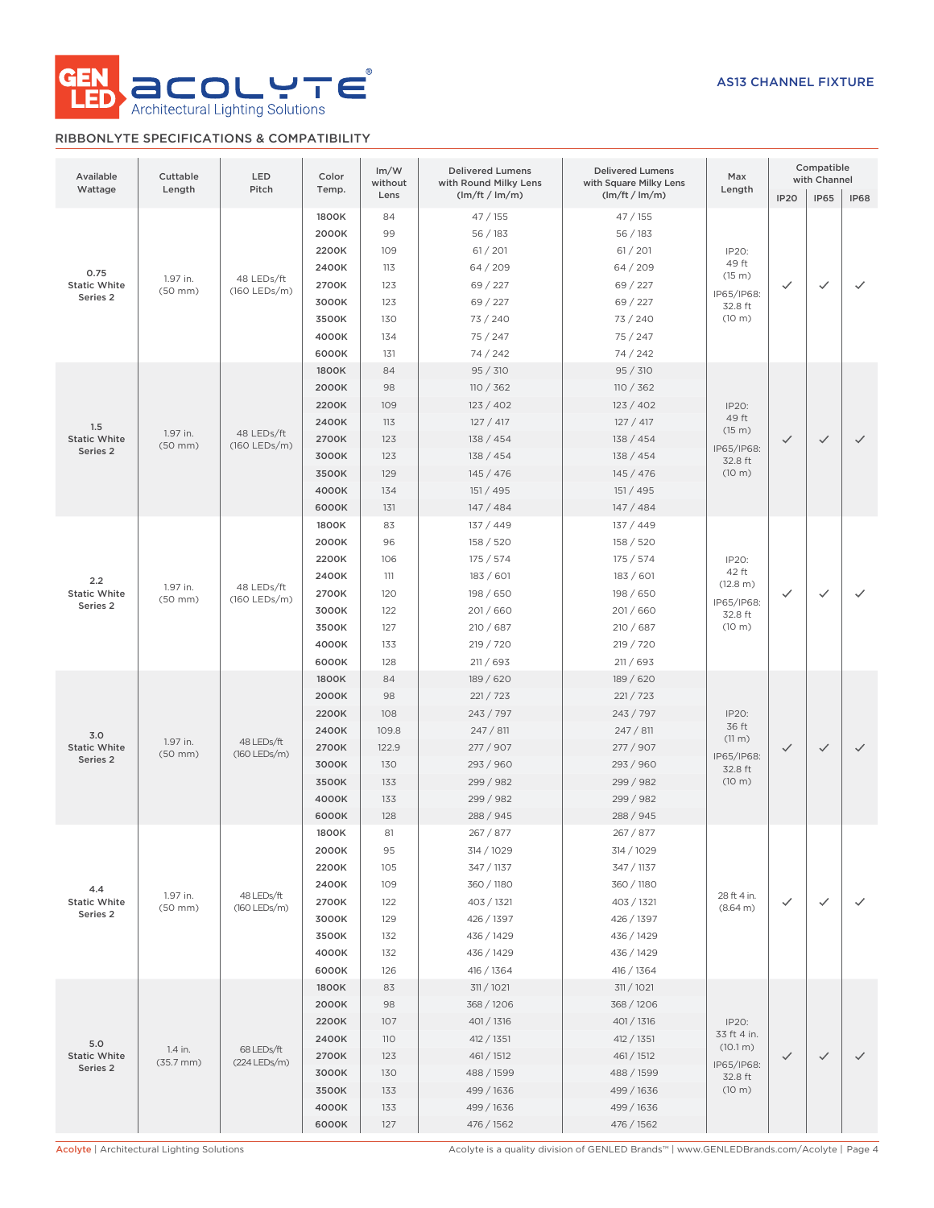AS13 CHANNEL FIXTURE

## RIBBONLYTE SPECIFICATIONS & COMPATIBILITY

| Available Wattage | Cuttable Length | LED Pitch | Color Temp. | lm/W without Lens | Delivered Lumens with Round Milky Lens (lm/ft / lm/m) | Delivered Lumens with Square Milky Lens (lm/ft / lm/m) | Max Length | Compatible with Channel | | |
|---|---|---|---|---|---|---|---|---|---|---|
| | | | | | | | | IP20 | IP65 | IP68 |
| 0.75 Static White Series 2 | 1.97 in. (50 mm) | 48 LEDs/ft (160 LEDs/m) | 1800K | 84 | 47 / 155 | 47 / 155 | IP20: 49 ft (15 m) IP65/IP68: 32.8 ft (10 m) | ✓ | ✓ | ✓ |
| | | | 2000K | 99 | 56 / 183 | 56 / 183 | | | | |
| | | | 2200K | 109 | 61 / 201 | 61 / 201 | | | | |
| | | | 2400K | 113 | 64 / 209 | 64 / 209 | | | | |
| | | | 2700K | 123 | 69 / 227 | 69 / 227 | | | | |
| | | | 3000K | 123 | 69 / 227 | 69 / 227 | | | | |
| | | | 3500K | 130 | 73 / 240 | 73 / 240 | | | | |
| | | | 4000K | 134 | 75 / 247 | 75 / 247 | | | | |
| | | | 6000K | 131 | 74 / 242 | 74 / 242 | | | | |
| 1.5 Static White Series 2 | 1.97 in. (50 mm) | 48 LEDs/ft (160 LEDs/m) | 1800K | 84 | 95 / 310 | 95 / 310 | IP20: 49 ft (15 m) IP65/IP68: 32.8 ft (10 m) | ✓ | ✓ | ✓ |
| | | | 2000K | 98 | 110 / 362 | 110 / 362 | | | | |
| | | | 2200K | 109 | 123 / 402 | 123 / 402 | | | | |
| | | | 2400K | 113 | 127 / 417 | 127 / 417 | | | | |
| | | | 2700K | 123 | 138 / 454 | 138 / 454 | | | | |
| | | | 3000K | 123 | 138 / 454 | 138 / 454 | | | | |
| | | | 3500K | 129 | 145 / 476 | 145 / 476 | | | | |
| | | | 4000K | 134 | 151 / 495 | 151 / 495 | | | | |
| | | | 6000K | 131 | 147 / 484 | 147 / 484 | | | | |
| 2.2 Static White Series 2 | 1.97 in. (50 mm) | 48 LEDs/ft (160 LEDs/m) | 1800K | 83 | 137 / 449 | 137 / 449 | IP20: 42 ft (12.8 m) IP65/IP68: 32.8 ft (10 m) | ✓ | ✓ | ✓ |
| | | | 2000K | 96 | 158 / 520 | 158 / 520 | | | | |
| | | | 2200K | 106 | 175 / 574 | 175 / 574 | | | | |
| | | | 2400K | 111 | 183 / 601 | 183 / 601 | | | | |
| | | | 2700K | 120 | 198 / 650 | 198 / 650 | | | | |
| | | | 3000K | 122 | 201 / 660 | 201 / 660 | | | | |
| | | | 3500K | 127 | 210 / 687 | 210 / 687 | | | | |
| | | | 4000K | 133 | 219 / 720 | 219 / 720 | | | | |
| | | | 6000K | 128 | 211 / 693 | 211 / 693 | | | | |
| 3.0 Static White Series 2 | 1.97 in. (50 mm) | 48 LEDs/ft (160 LEDs/m) | 1800K | 84 | 189 / 620 | 189 / 620 | IP20: 36 ft (11 m) IP65/IP68: 32.8 ft (10 m) | ✓ | ✓ | ✓ |
| | | | 2000K | 98 | 221 / 723 | 221 / 723 | | | | |
| | | | 2200K | 108 | 243 / 797 | 243 / 797 | | | | |
| | | | 2400K | 109.8 | 247 / 811 | 247 / 811 | | | | |
| | | | 2700K | 122.9 | 277 / 907 | 277 / 907 | | | | |
| | | | 3000K | 130 | 293 / 960 | 293 / 960 | | | | |
| | | | 3500K | 133 | 299 / 982 | 299 / 982 | | | | |
| | | | 4000K | 133 | 299 / 982 | 299 / 982 | | | | |
| | | | 6000K | 128 | 288 / 945 | 288 / 945 | | | | |
| 4.4 Static White Series 2 | 1.97 in. (50 mm) | 48 LEDs/ft (160 LEDs/m) | 1800K | 81 | 267 / 877 | 267 / 877 | 28 ft 4 in. (8.64 m) | ✓ | ✓ | ✓ |
| | | | 2000K | 95 | 314 / 1029 | 314 / 1029 | | | | |
| | | | 2200K | 105 | 347 / 1137 | 347 / 1137 | | | | |
| | | | 2400K | 109 | 360 / 1180 | 360 / 1180 | | | | |
| | | | 2700K | 122 | 403 / 1321 | 403 / 1321 | | | | |
| | | | 3000K | 129 | 426 / 1397 | 426 / 1397 | | | | |
| | | | 3500K | 132 | 436 / 1429 | 436 / 1429 | | | | |
| | | | 4000K | 132 | 436 / 1429 | 436 / 1429 | | | | |
| | | | 6000K | 126 | 416 / 1364 | 416 / 1364 | | | | |
| 5.0 Static White Series 2 | 1.4 in. (35.7 mm) | 68 LEDs/ft (224 LEDs/m) | 1800K | 83 | 311 / 1021 | 311 / 1021 | IP20: 33 ft 4 in. (10.1 m) IP65/IP68: 32.8 ft (10 m) | ✓ | ✓ | ✓ |
| | | | 2000K | 98 | 368 / 1206 | 368 / 1206 | | | | |
| | | | 2200K | 107 | 401 / 1316 | 401 / 1316 | | | | |
| | | | 2400K | 110 | 412 / 1351 | 412 / 1351 | | | | |
| | | | 2700K | 123 | 461 / 1512 | 461 / 1512 | | | | |
| | | | 3000K | 130 | 488 / 1599 | 488 / 1599 | | | | |
| | | | 3500K | 133 | 499 / 1636 | 499 / 1636 | | | | |
| | | | 4000K | 133 | 499 / 1636 | 499 / 1636 | | | | |
| | | | 6000K | 127 | 476 / 1562 | 476 / 1562 | | | | |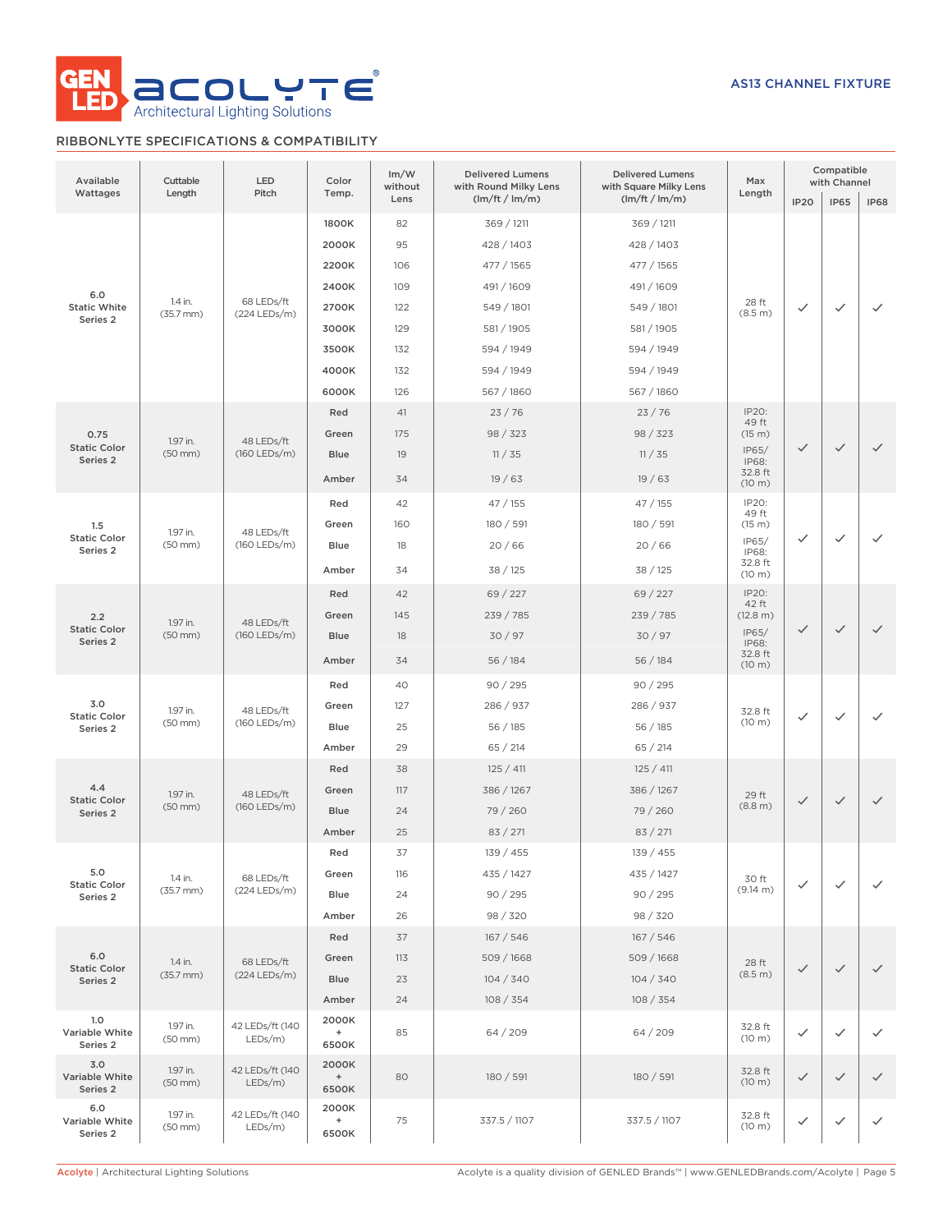GEN LED ACOLYTE® Architectural Lighting Solutions

AS13 CHANNEL FIXTURE

## RIBBONLYTE SPECIFICATIONS & COMPATIBILITY

| Available Wattages | Cuttable Length | LED Pitch | Color Temp. | lm/W without Lens | Delivered Lumens with Round Milky Lens (lm/ft / lm/m) | Delivered Lumens with Square Milky Lens (lm/ft / lm/m) | Max Length | Compatible with Channel | | |
|---|---|---|---|---|---|---|---|---|---|---|
| | | | | | | | | IP20 | IP65 | IP68 |
| 6.0 Static White Series 2 | 1.4 in. (35.7 mm) | 68 LEDs/ft (224 LEDs/m) | 1800K | 82 | 369 / 1211 | 369 / 1211 | 28 ft (8.5 m) | ✓ | ✓ | ✓ |
| | | | 2000K | 95 | 428 / 1403 | 428 / 1403 | | | | |
| | | | 2200K | 106 | 477 / 1565 | 477 / 1565 | | | | |
| | | | 2400K | 109 | 491 / 1609 | 491 / 1609 | | | | |
| | | | 2700K | 122 | 549 / 1801 | 549 / 1801 | | | | |
| | | | 3000K | 129 | 581 / 1905 | 581 / 1905 | | | | |
| | | | 3500K | 132 | 594 / 1949 | 594 / 1949 | | | | |
| | | | 4000K | 132 | 594 / 1949 | 594 / 1949 | | | | |
| | | | 6000K | 126 | 567 / 1860 | 567 / 1860 | | | | |
| 0.75 Static Color Series 2 | 1.97 in. (50 mm) | 48 LEDs/ft (160 LEDs/m) | Red | 41 | 23 / 76 | 23 / 76 | IP20: 49 ft (15 m) IP65/ IP68: 32.8 ft (10 m) | ✓ | ✓ | ✓ |
| | | | Green | 175 | 98 / 323 | 98 / 323 | | | | |
| | | | Blue | 19 | 11 / 35 | 11 / 35 | | | | |
| | | | Amber | 34 | 19 / 63 | 19 / 63 | | | | |
| 1.5 Static Color Series 2 | 1.97 in. (50 mm) | 48 LEDs/ft (160 LEDs/m) | Red | 42 | 47 / 155 | 47 / 155 | IP20: 49 ft (15 m) IP65/ IP68: 32.8 ft (10 m) | ✓ | ✓ | ✓ |
| | | | Green | 160 | 180 / 591 | 180 / 591 | | | | |
| | | | Blue | 18 | 20 / 66 | 20 / 66 | | | | |
| | | | Amber | 34 | 38 / 125 | 38 / 125 | | | | |
| 2.2 Static Color Series 2 | 1.97 in. (50 mm) | 48 LEDs/ft (160 LEDs/m) | Red | 42 | 69 / 227 | 69 / 227 | IP20: 42 ft (12.8 m) IP65/ IP68: 32.8 ft (10 m) | ✓ | ✓ | ✓ |
| | | | Green | 145 | 239 / 785 | 239 / 785 | | | | |
| | | | Blue | 18 | 30 / 97 | 30 / 97 | | | | |
| | | | Amber | 34 | 56 / 184 | 56 / 184 | | | | |
| 3.0 Static Color Series 2 | 1.97 in. (50 mm) | 48 LEDs/ft (160 LEDs/m) | Red | 40 | 90 / 295 | 90 / 295 | 32.8 ft (10 m) | ✓ | ✓ | ✓ |
| | | | Green | 127 | 286 / 937 | 286 / 937 | | | | |
| | | | Blue | 25 | 56 / 185 | 56 / 185 | | | | |
| | | | Amber | 29 | 65 / 214 | 65 / 214 | | | | |
| 4.4 Static Color Series 2 | 1.97 in. (50 mm) | 48 LEDs/ft (160 LEDs/m) | Red | 38 | 125 / 411 | 125 / 411 | 29 ft (8.8 m) | ✓ | ✓ | ✓ |
| | | | Green | 117 | 386 / 1267 | 386 / 1267 | | | | |
| | | | Blue | 24 | 79 / 260 | 79 / 260 | | | | |
| | | | Amber | 25 | 83 / 271 | 83 / 271 | | | | |
| 5.0 Static Color Series 2 | 1.4 in. (35.7 mm) | 68 LEDs/ft (224 LEDs/m) | Red | 37 | 139 / 455 | 139 / 455 | 30 ft (9.14 m) | ✓ | ✓ | ✓ |
| | | | Green | 116 | 435 / 1427 | 435 / 1427 | | | | |
| | | | Blue | 24 | 90 / 295 | 90 / 295 | | | | |
| | | | Amber | 26 | 98 / 320 | 98 / 320 | | | | |
| 6.0 Static Color Series 2 | 1.4 in. (35.7 mm) | 68 LEDs/ft (224 LEDs/m) | Red | 37 | 167 / 546 | 167 / 546 | 28 ft (8.5 m) | ✓ | ✓ | ✓ |
| | | | Green | 113 | 509 / 1668 | 509 / 1668 | | | | |
| | | | Blue | 23 | 104 / 340 | 104 / 340 | | | | |
| | | | Amber | 24 | 108 / 354 | 108 / 354 | | | | |
| 1.0 Variable White Series 2 | 1.97 in. (50 mm) | 42 LEDs/ft (140 LEDs/m) | 2000K + 6500K | 85 | 64 / 209 | 64 / 209 | 32.8 ft (10 m) | ✓ | ✓ | ✓ |
| 3.0 Variable White Series 2 | 1.97 in. (50 mm) | 42 LEDs/ft (140 LEDs/m) | 2000K + 6500K | 80 | 180 / 591 | 180 / 591 | 32.8 ft (10 m) | ✓ | ✓ | ✓ |
| 6.0 Variable White Series 2 | 1.97 in. (50 mm) | 42 LEDs/ft (140 LEDs/m) | 2000K + 6500K | 75 | 337.5 / 1107 | 337.5 / 1107 | 32.8 ft (10 m) | ✓ | ✓ | ✓ |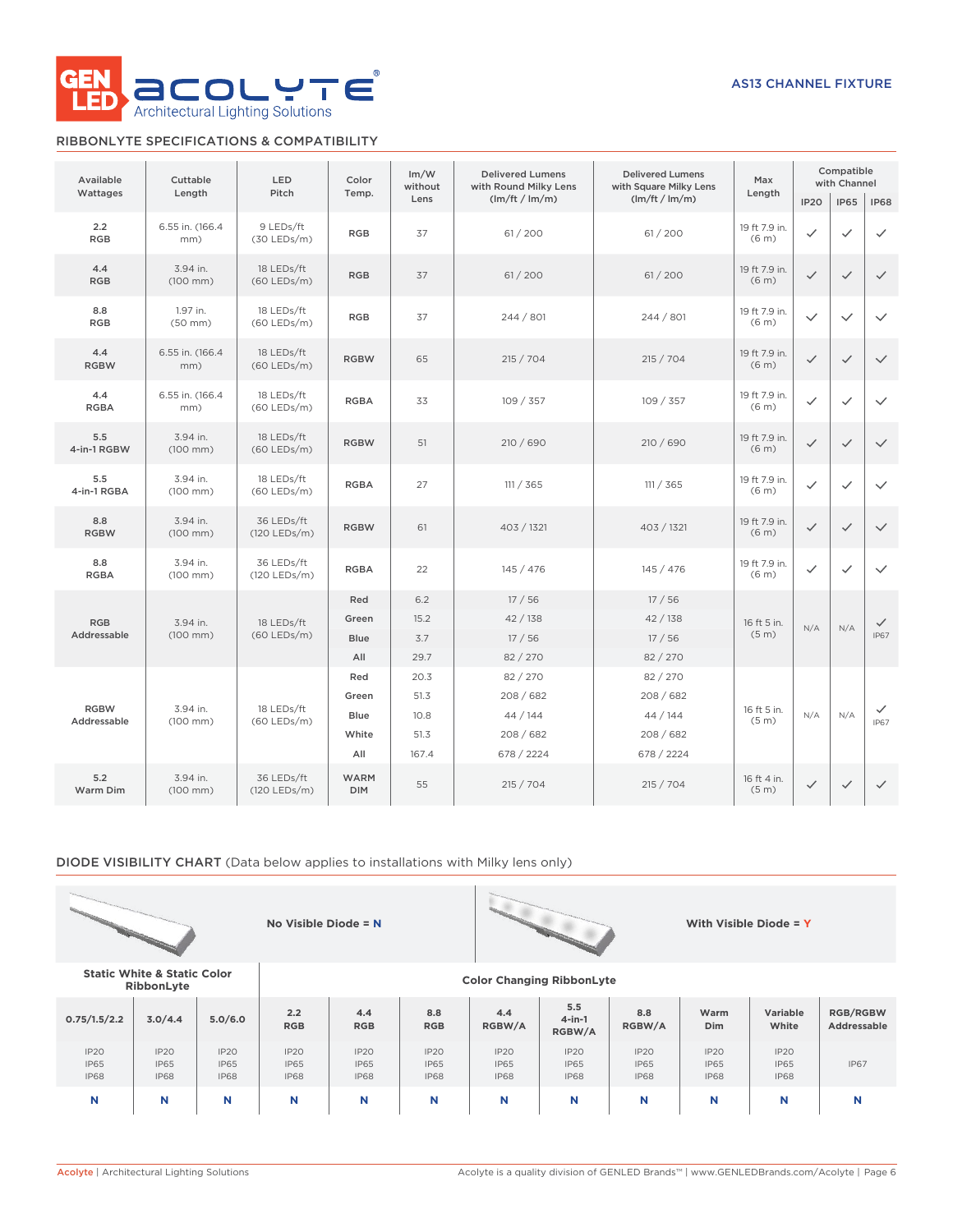AS13 CHANNEL FIXTURE

## RIBBONLYTE SPECIFICATIONS & COMPATIBILITY

| Available Wattages | Cuttable Length | LED Pitch | Color Temp. | lm/W without Lens | Delivered Lumens with Round Milky Lens (lm/ft / lm/m) | Delivered Lumens with Square Milky Lens (lm/ft / lm/m) | Max Length | Compatible with Channel | | |
|---|---|---|---|---|---|---|---|---|---|---|
| | | | | | | | | IP20 | IP65 | IP68 |
| 2.2 RGB | 6.55 in. (166.4 mm) | 9 LEDs/ft (30 LEDs/m) | RGB | 37 | 61 / 200 | 61 / 200 | 19 ft 7.9 in. (6 m) | ✓ | ✓ | ✓ |
| 4.4 RGB | 3.94 in. (100 mm) | 18 LEDs/ft (60 LEDs/m) | RGB | 37 | 61 / 200 | 61 / 200 | 19 ft 7.9 in. (6 m) | ✓ | ✓ | ✓ |
| 8.8 RGB | 1.97 in. (50 mm) | 18 LEDs/ft (60 LEDs/m) | RGB | 37 | 244 / 801 | 244 / 801 | 19 ft 7.9 in. (6 m) | ✓ | ✓ | ✓ |
| 4.4 RGBW | 6.55 in. (166.4 mm) | 18 LEDs/ft (60 LEDs/m) | RGBW | 65 | 215 / 704 | 215 / 704 | 19 ft 7.9 in. (6 m) | ✓ | ✓ | ✓ |
| 4.4 RGBA | 6.55 in. (166.4 mm) | 18 LEDs/ft (60 LEDs/m) | RGBA | 33 | 109 / 357 | 109 / 357 | 19 ft 7.9 in. (6 m) | ✓ | ✓ | ✓ |
| 5.5 4-in-1 RGBW | 3.94 in. (100 mm) | 18 LEDs/ft (60 LEDs/m) | RGBW | 51 | 210 / 690 | 210 / 690 | 19 ft 7.9 in. (6 m) | ✓ | ✓ | ✓ |
| 5.5 4-in-1 RGBA | 3.94 in. (100 mm) | 18 LEDs/ft (60 LEDs/m) | RGBA | 27 | 111 / 365 | 111 / 365 | 19 ft 7.9 in. (6 m) | ✓ | ✓ | ✓ |
| 8.8 RGBW | 3.94 in. (100 mm) | 36 LEDs/ft (120 LEDs/m) | RGBW | 61 | 403 / 1321 | 403 / 1321 | 19 ft 7.9 in. (6 m) | ✓ | ✓ | ✓ |
| 8.8 RGBA | 3.94 in. (100 mm) | 36 LEDs/ft (120 LEDs/m) | RGBA | 22 | 145 / 476 | 145 / 476 | 19 ft 7.9 in. (6 m) | ✓ | ✓ | ✓ |
| RGB Addressable | 3.94 in. (100 mm) | 18 LEDs/ft (60 LEDs/m) | Red | 6.2 | 17 / 56 | 17 / 56 | 16 ft 5 in. (5 m) | N/A | N/A | ✓ IP67 |
| | | | Green | 15.2 | 42 / 138 | 42 / 138 | | | | |
| | | | Blue | 3.7 | 17 / 56 | 17 / 56 | | | | |
| | | | All | 29.7 | 82 / 270 | 82 / 270 | | | | |
| RGBW Addressable | 3.94 in. (100 mm) | 18 LEDs/ft (60 LEDs/m) | Red | 20.3 | 82 / 270 | 82 / 270 | 16 ft 5 in. (5 m) | N/A | N/A | ✓ IP67 |
| | | | Green | 51.3 | 208 / 682 | 208 / 682 | | | | |
| | | | Blue | 10.8 | 44 / 144 | 44 / 144 | | | | |
| | | | White | 51.3 | 208 / 682 | 208 / 682 | | | | |
| | | | All | 167.4 | 678 / 2224 | 678 / 2224 | | | | |
| 5.2 Warm Dim | 3.94 in. (100 mm) | 36 LEDs/ft (120 LEDs/m) | WARM DIM | 55 | 215 / 704 | 215 / 704 | 16 ft 4 in. (5 m) | ✓ | ✓ | ✓ |

## DIODE VISIBILITY CHART (Data below applies to installations with Milky lens only)

No Visible Diode = **N**

With Visible Diode = **Y**

| Static White & Static Color RibbonLyte | | | Color Changing RibbonLyte | | | | | | | | |
|---|---|---|---|---|---|---|---|---|---|---|---|
| 0.75/1.5/2.2 | 3.0/4.4 | 5.0/6.0 | 2.2 RGB | 4.4 RGB | 8.8 RGB | 4.4 RGBW/A | 5.5 4-in-1 RGBW/A | 8.8 RGBW/A | Warm Dim | Variable White | RGB/RGBW Addressable |
| IP20 IP65 IP68 | IP20 IP65 IP68 | IP20 IP65 IP68 | IP20 IP65 IP68 | IP20 IP65 IP68 | IP20 IP65 IP68 | IP20 IP65 IP68 | IP20 IP65 IP68 | IP20 IP65 IP68 | IP20 IP65 IP68 | IP20 IP65 IP68 | IP67 |
| N | N | N | N | N | N | N | N | N | N | N | N |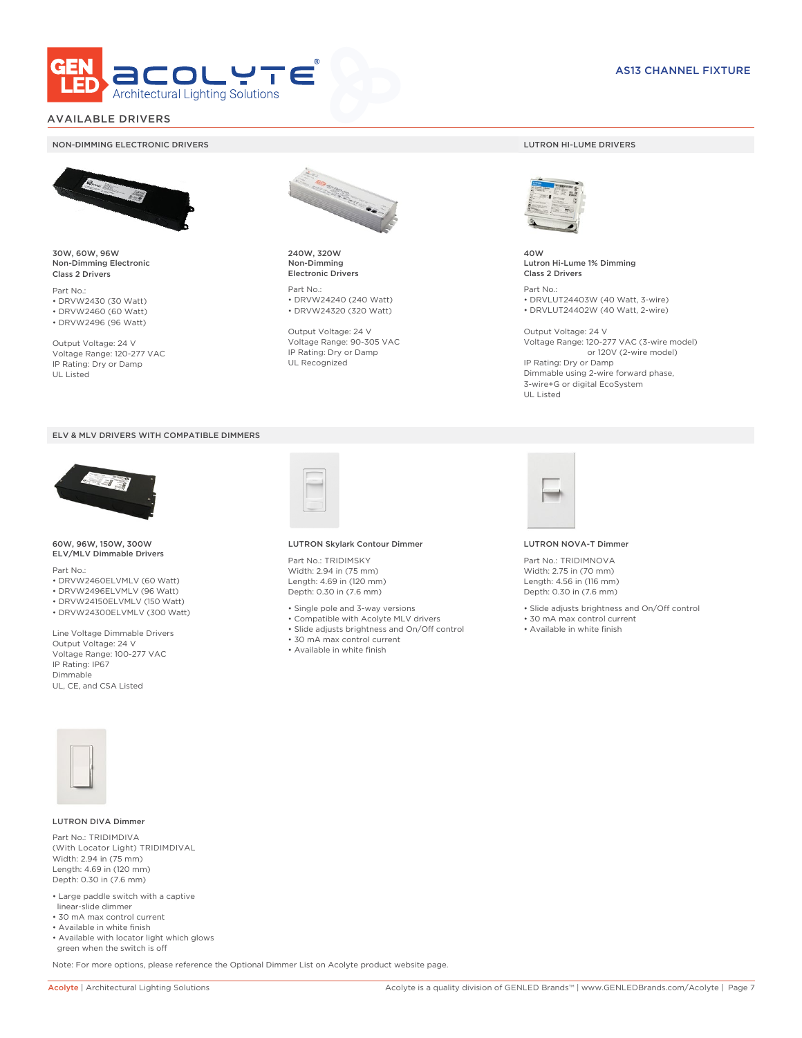# AVAILABLE DRIVERS

## NON-DIMMING ELECTRONIC DRIVERS

**30W, 60W, 96W**
**Non-Dimming Electronic**
**Class 2 Drivers**

Part No.:
- DRVW2430 (30 Watt)
- DRVW2460 (60 Watt)
- DRVW2496 (96 Watt)

Output Voltage: 24 V
Voltage Range: 120-277 VAC
IP Rating: Dry or Damp
UL Listed

**240W, 320W**
**Non-Dimming**
**Electronic Drivers**

Part No.:
- DRVW24240 (240 Watt)
- DRVW24320 (320 Watt)

Output Voltage: 24 V
Voltage Range: 90-305 VAC
IP Rating: Dry or Damp
UL Recognized

## LUTRON HI-LUME DRIVERS

**40W**
**Lutron Hi-Lume 1% Dimming**
**Class 2 Drivers**

Part No.:
- DRVLUT24403W (40 Watt, 3-wire)
- DRVLUT24402W (40 Watt, 2-wire)

Output Voltage: 24 V
Voltage Range: 120-277 VAC (3-wire model)
or 120V (2-wire model)
IP Rating: Dry or Damp
Dimmable using 2-wire forward phase, 3-wire+G or digital EcoSystem
UL Listed

## ELV & MLV DRIVERS WITH COMPATIBLE DIMMERS

**60W, 96W, 150W, 300W**
**ELV/MLV Dimmable Drivers**

Part No.:
- DRVW2460ELVMLV (60 Watt)
- DRVW2496ELVMLV (96 Watt)
- DRVW24150ELVMLV (150 Watt)
- DRVW24300ELVMLV (300 Watt)

Line Voltage Dimmable Drivers
Output Voltage: 24 V
Voltage Range: 100-277 VAC
IP Rating: IP67
Dimmable
UL, CE, and CSA Listed

**LUTRON Skylark Contour Dimmer**

Part No.: TRIDIMSKY
Width: 2.94 in (75 mm)
Length: 4.69 in (120 mm)
Depth: 0.30 in (7.6 mm)

- Single pole and 3-way versions
- Compatible with Acolyte MLV drivers
- Slide adjusts brightness and On/Off control
- 30 mA max control current
- Available in white finish

**LUTRON NOVA-T Dimmer**

Part No.: TRIDIMNOVA
Width: 2.75 in (70 mm)
Length: 4.56 in (116 mm)
Depth: 0.30 in (7.6 mm)

- Slide adjusts brightness and On/Off control
- 30 mA max control current
- Available in white finish

**LUTRON DIVA Dimmer**

Part No.: TRIDIMDIVA
(With Locator Light) TRIDIMDIVAL
Width: 2.94 in (75 mm)
Length: 4.69 in (120 mm)
Depth: 0.30 in (7.6 mm)

- Large paddle switch with a captive linear-slide dimmer
- 30 mA max control current
- Available in white finish
- Available with locator light which glows green when the switch is off

Note: For more options, please reference the Optional Dimmer List on Acolyte product website page.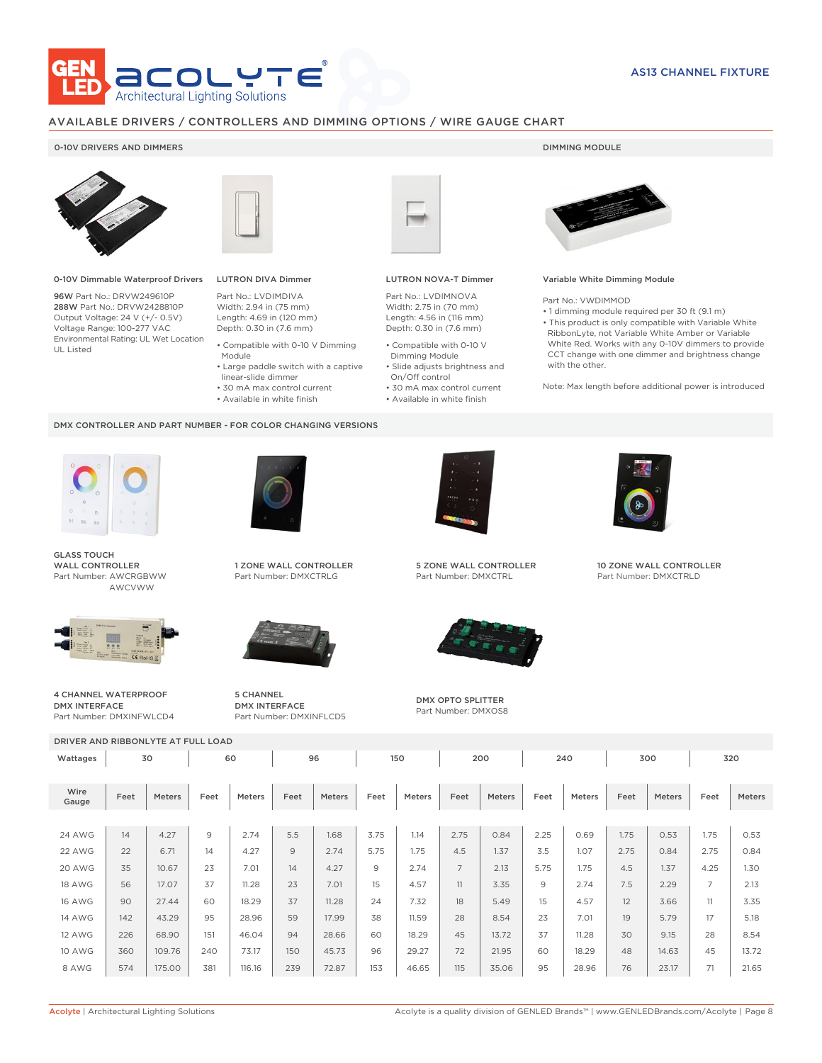AS13 CHANNEL FIXTURE

## AVAILABLE DRIVERS / CONTROLLERS AND DIMMING OPTIONS / WIRE GAUGE CHART

### 0-10V DRIVERS AND DIMMERS

**0-10V Dimmable Waterproof Drivers**

**96W** Part No.: DRVW249610P
**288W** Part No.: DRVW2428810P
Output Voltage: 24 V (+/- 0.5V)
Voltage Range: 100-277 VAC
Environmental Rating: UL Wet Location
UL Listed

**LUTRON DIVA Dimmer**

Part No.: LVDIMDIVA
Width: 2.94 in (75 mm)
Length: 4.69 in (120 mm)
Depth: 0.30 in (7.6 mm)

- Compatible with 0-10 V Dimming Module
- Large paddle switch with a captive linear-slide dimmer
- 30 mA max control current
- Available in white finish

**LUTRON NOVA-T Dimmer**

Part No.: LVDIMNOVA
Width: 2.75 in (70 mm)
Length: 4.56 in (116 mm)
Depth: 0.30 in (7.6 mm)

- Compatible with 0-10 V Dimming Module
- Slide adjusts brightness and On/Off control
- 30 mA max control current
- Available in white finish

### DIMMING MODULE

**Variable White Dimming Module**

Part No.: VWDIMMOD

- 1 dimming module required per 30 ft (9.1 m)
- This product is only compatible with Variable White RibbonLyte, not Variable White Amber or Variable White Red. Works with any 0-10V dimmers to provide CCT change with one dimmer and brightness change with the other.

Note: Max length before additional power is introduced

### DMX CONTROLLER AND PART NUMBER - FOR COLOR CHANGING VERSIONS

**GLASS TOUCH WALL CONTROLLER**
Part Number: AWCRGBWW
AWCVWW

**1 ZONE WALL CONTROLLER**
Part Number: DMXCTRLG

**5 ZONE WALL CONTROLLER**
Part Number: DMXCTRL

**10 ZONE WALL CONTROLLER**
Part Number: DMXCTRLD

**4 CHANNEL WATERPROOF DMX INTERFACE**
Part Number: DMXINFWLCD4

**5 CHANNEL DMX INTERFACE**
Part Number: DMXINFLCD5

**DMX OPTO SPLITTER**
Part Number: DMXOS8

### DRIVER AND RIBBONLYTE AT FULL LOAD

| Wattages | 30 | | 60 | | 96 | | 150 | | 200 | | 240 | | 300 | | 320 | |
|---|---|---|---|---|---|---|---|---|---|---|---|---|---|---|---|---|
| Wire Gauge | Feet | Meters | Feet | Meters | Feet | Meters | Feet | Meters | Feet | Meters | Feet | Meters | Feet | Meters | Feet | Meters |
| 24 AWG | 14 | 4.27 | 9 | 2.74 | 5.5 | 1.68 | 3.75 | 1.14 | 2.75 | 0.84 | 2.25 | 0.69 | 1.75 | 0.53 | 1.75 | 0.53 |
| 22 AWG | 22 | 6.71 | 14 | 4.27 | 9 | 2.74 | 5.75 | 1.75 | 4.5 | 1.37 | 3.5 | 1.07 | 2.75 | 0.84 | 2.75 | 0.84 |
| 20 AWG | 35 | 10.67 | 23 | 7.01 | 14 | 4.27 | 9 | 2.74 | 7 | 2.13 | 5.75 | 1.75 | 4.5 | 1.37 | 4.25 | 1.30 |
| 18 AWG | 56 | 17.07 | 37 | 11.28 | 23 | 7.01 | 15 | 4.57 | 11 | 3.35 | 9 | 2.74 | 7.5 | 2.29 | 7 | 2.13 |
| 16 AWG | 90 | 27.44 | 60 | 18.29 | 37 | 11.28 | 24 | 7.32 | 18 | 5.49 | 15 | 4.57 | 12 | 3.66 | 11 | 3.35 |
| 14 AWG | 142 | 43.29 | 95 | 28.96 | 59 | 17.99 | 38 | 11.59 | 28 | 8.54 | 23 | 7.01 | 19 | 5.79 | 17 | 5.18 |
| 12 AWG | 226 | 68.90 | 151 | 46.04 | 94 | 28.66 | 60 | 18.29 | 45 | 13.72 | 37 | 11.28 | 30 | 9.15 | 28 | 8.54 |
| 10 AWG | 360 | 109.76 | 240 | 73.17 | 150 | 45.73 | 96 | 29.27 | 72 | 21.95 | 60 | 18.29 | 48 | 14.63 | 45 | 13.72 |
| 8 AWG | 574 | 175.00 | 381 | 116.16 | 239 | 72.87 | 153 | 46.65 | 115 | 35.06 | 95 | 28.96 | 76 | 23.17 | 71 | 21.65 |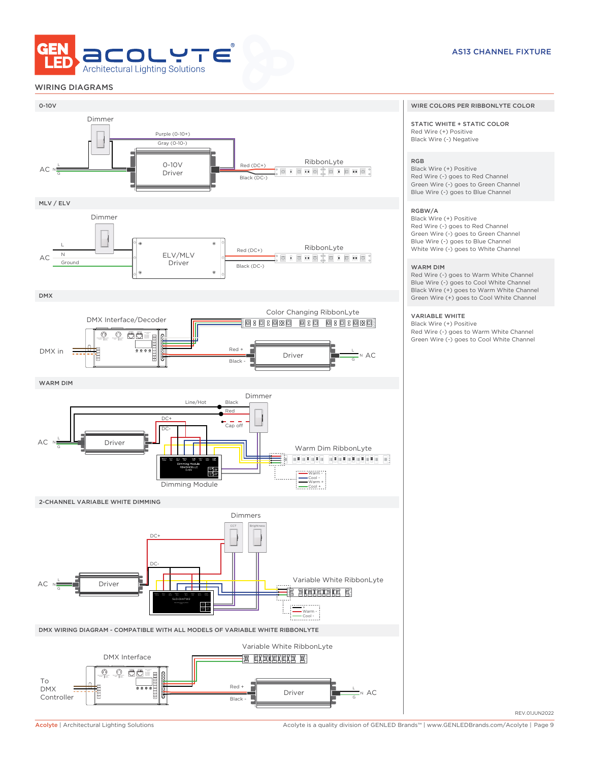# AS13 CHANNEL FIXTURE

## WIRING DIAGRAMS

### 0-10V

Dimmer

Purple (0-10+)

Gray (0-10-)

AC L N G

0-10V Driver

Red (DC+)

Black (DC-)

RibbonLyte

### MLV / ELV

Dimmer

AC L N Ground

ELV/MLV Driver

Red (DC+)

Black (DC-)

RibbonLyte

### DMX

DMX Interface/Decoder

Color Changing RibbonLyte

DMX in

Red +

Black -

Driver

L N AC G

### WARM DIM

Dimmer

Line/Hot

Black

Red

Cap off

DC+

DC-

AC L N G

Driver

Dimming Module

Warm Dim RibbonLyte

Warm -
Cool -
Warm +
Cool +

### 2-CHANNEL VARIABLE WHITE DIMMING

Dimmers

CCT

Brightness

DC+

DC-

AC L N G

Driver

Variable White RibbonLyte

Warm -
Cool -

### DMX WIRING DIAGRAM - COMPATIBLE WITH ALL MODELS OF VARIABLE WHITE RIBBONLYTE

DMX Interface

Variable White RibbonLyte

To DMX Controller

Red +

Black -

Driver

L N AC G

## WIRE COLORS PER RIBBONLYTE COLOR

**STATIC WHITE + STATIC COLOR**
Red Wire (+) Positive
Black Wire (-) Negative

**RGB**
Black Wire (+) Positive
Red Wire (-) goes to Red Channel
Green Wire (-) goes to Green Channel
Blue Wire (-) goes to Blue Channel

**RGBW/A**
Black Wire (+) Positive
Red Wire (-) goes to Red Channel
Green Wire (-) goes to Green Channel
Blue Wire (-) goes to Blue Channel
White Wire (-) goes to White Channel

**WARM DIM**
Red Wire (-) goes to Warm White Channel
Blue Wire (-) goes to Cool White Channel
Black Wire (+) goes to Warm White Channel
Green Wire (+) goes to Cool White Channel

**VARIABLE WHITE**
Black Wire (+) Positive
Red Wire (-) goes to Warm White Channel
Green Wire (-) goes to Cool White Channel

REV.01JUN2022